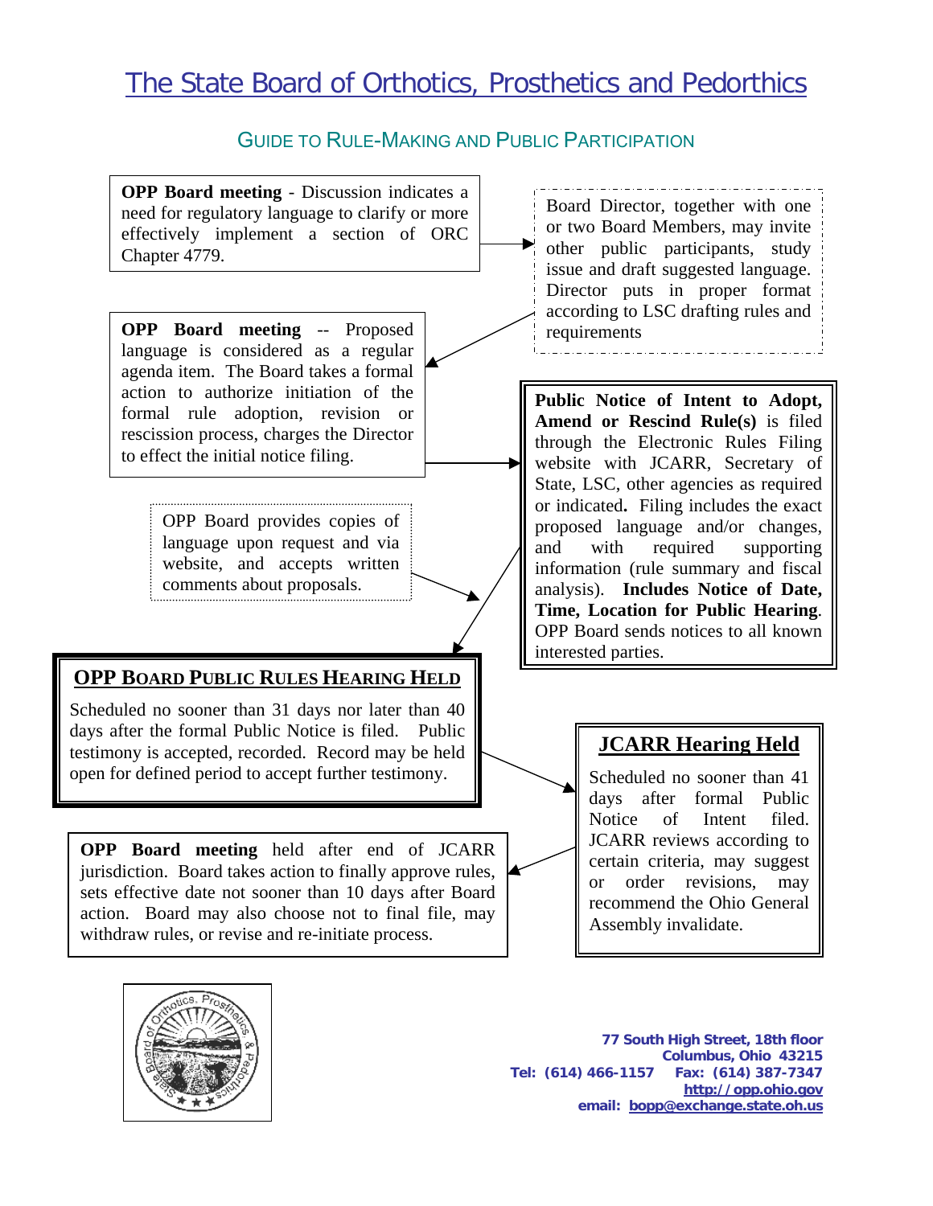# The State Board of Orthotics, Prosthetics and Pedorthics

## Guide to Rule-Making and Public Participation

**OPP Board meeting** - Discussion indicates a need for regulatory language to clarify or more effectively implement a section of ORC Chapter 4779.

Board Director, together with one or two Board Members, may invite other public participants, study issue and draft suggested language. Director puts in proper format according to LSC drafting rules and requirements

**OPP Board meeting** -- Proposed language is considered as a regular agenda item. The Board takes a formal action to authorize initiation of the formal rule adoption, revision or rescission process, charges the Director to effect the initial notice filing.

**Public Notice of Intent to Adopt, Amend or Rescind Rule(s)** is filed through the Electronic Rules Filing website with JCARR, Secretary of State, LSC, other agencies as required or indicated**.** Filing includes the exact proposed language and/or changes, and with required supporting information (rule summary and fiscal analysis). **Includes Notice of Date, Time, Location for Public Hearing**. OPP Board sends notices to all known interested parties.

OPP Board provides copies of language upon request and via website, and accepts written comments about proposals.

### OPP Board Public Rules Hearing Held

Scheduled no sooner than 31 days nor later than 40 days after the formal Public Notice is filed. Public testimony is accepted, recorded. Record may be held open for defined period to accept further testimony.

### JCARR Hearing Held

Scheduled no sooner than 41 days after formal Public Notice of Intent filed. JCARR reviews according to certain criteria, may suggest or order revisions, may recommend the Ohio General Assembly invalidate.

**OPP Board meeting** held after end of JCARR jurisdiction. Board takes action to finally approve rules, sets effective date not sooner than 10 days after Board action. Board may also choose not to final file, may withdraw rules, or revise and re-initiate process.

**77 South High Street, 18th floor**
**Columbus, Ohio 43215**
**Tel: (614) 466-1157 Fax: (614) 387-7347**
**http://opp.ohio.gov**
**email: bopp@exchange.state.oh.us**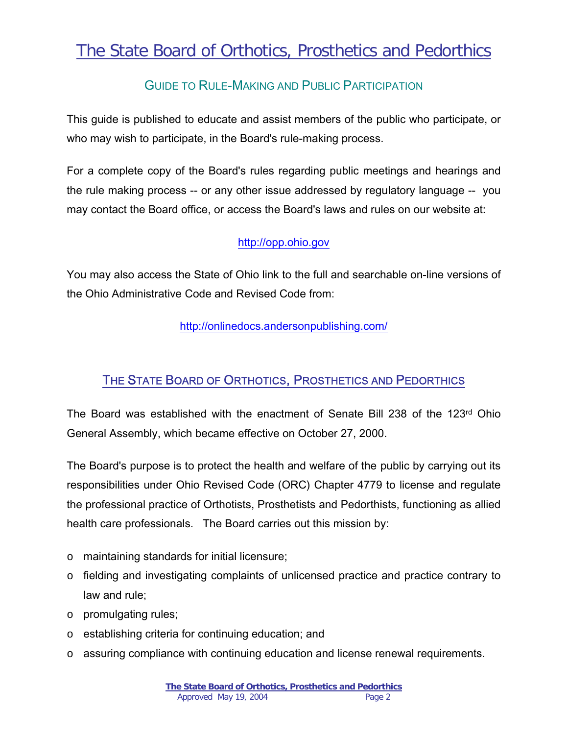# The State Board of Orthotics, Prosthetics and Pedorthics

## Guide to Rule-Making and Public Participation

This guide is published to educate and assist members of the public who participate, or who may wish to participate, in the Board's rule-making process.

For a complete copy of the Board's rules regarding public meetings and hearings and the rule making process -- or any other issue addressed by regulatory language -- you may contact the Board office, or access the Board's laws and rules on our website at:

http://opp.ohio.gov

You may also access the State of Ohio link to the full and searchable on-line versions of the Ohio Administrative Code and Revised Code from:

http://onlinedocs.andersonpublishing.com/

## The State Board of Orthotics, Prosthetics and Pedorthics

The Board was established with the enactment of Senate Bill 238 of the 123rd Ohio General Assembly, which became effective on October 27, 2000.

The Board's purpose is to protect the health and welfare of the public by carrying out its responsibilities under Ohio Revised Code (ORC) Chapter 4779 to license and regulate the professional practice of Orthotists, Prosthetists and Pedorthists, functioning as allied health care professionals. The Board carries out this mission by:

- maintaining standards for initial licensure;
- fielding and investigating complaints of unlicensed practice and practice contrary to law and rule;
- promulgating rules;
- establishing criteria for continuing education; and
- assuring compliance with continuing education and license renewal requirements.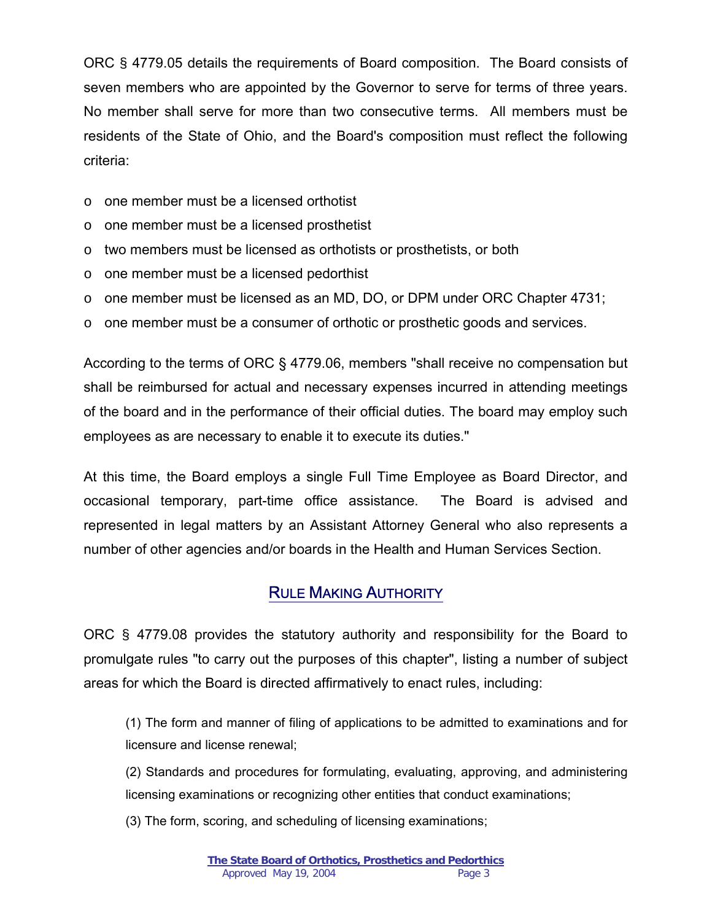ORC § 4779.05 details the requirements of Board composition. The Board consists of seven members who are appointed by the Governor to serve for terms of three years. No member shall serve for more than two consecutive terms. All members must be residents of the State of Ohio, and the Board's composition must reflect the following criteria:

- one member must be a licensed orthotist
- one member must be a licensed prosthetist
- two members must be licensed as orthotists or prosthetists, or both
- one member must be a licensed pedorthist
- one member must be licensed as an MD, DO, or DPM under ORC Chapter 4731;
- one member must be a consumer of orthotic or prosthetic goods and services.

According to the terms of ORC § 4779.06, members "shall receive no compensation but shall be reimbursed for actual and necessary expenses incurred in attending meetings of the board and in the performance of their official duties. The board may employ such employees as are necessary to enable it to execute its duties."

At this time, the Board employs a single Full Time Employee as Board Director, and occasional temporary, part-time office assistance. The Board is advised and represented in legal matters by an Assistant Attorney General who also represents a number of other agencies and/or boards in the Health and Human Services Section.

## RULE MAKING AUTHORITY

ORC § 4779.08 provides the statutory authority and responsibility for the Board to promulgate rules "to carry out the purposes of this chapter", listing a number of subject areas for which the Board is directed affirmatively to enact rules, including:

> (1) The form and manner of filing of applications to be admitted to examinations and for licensure and license renewal;
>
> (2) Standards and procedures for formulating, evaluating, approving, and administering licensing examinations or recognizing other entities that conduct examinations;
>
> (3) The form, scoring, and scheduling of licensing examinations;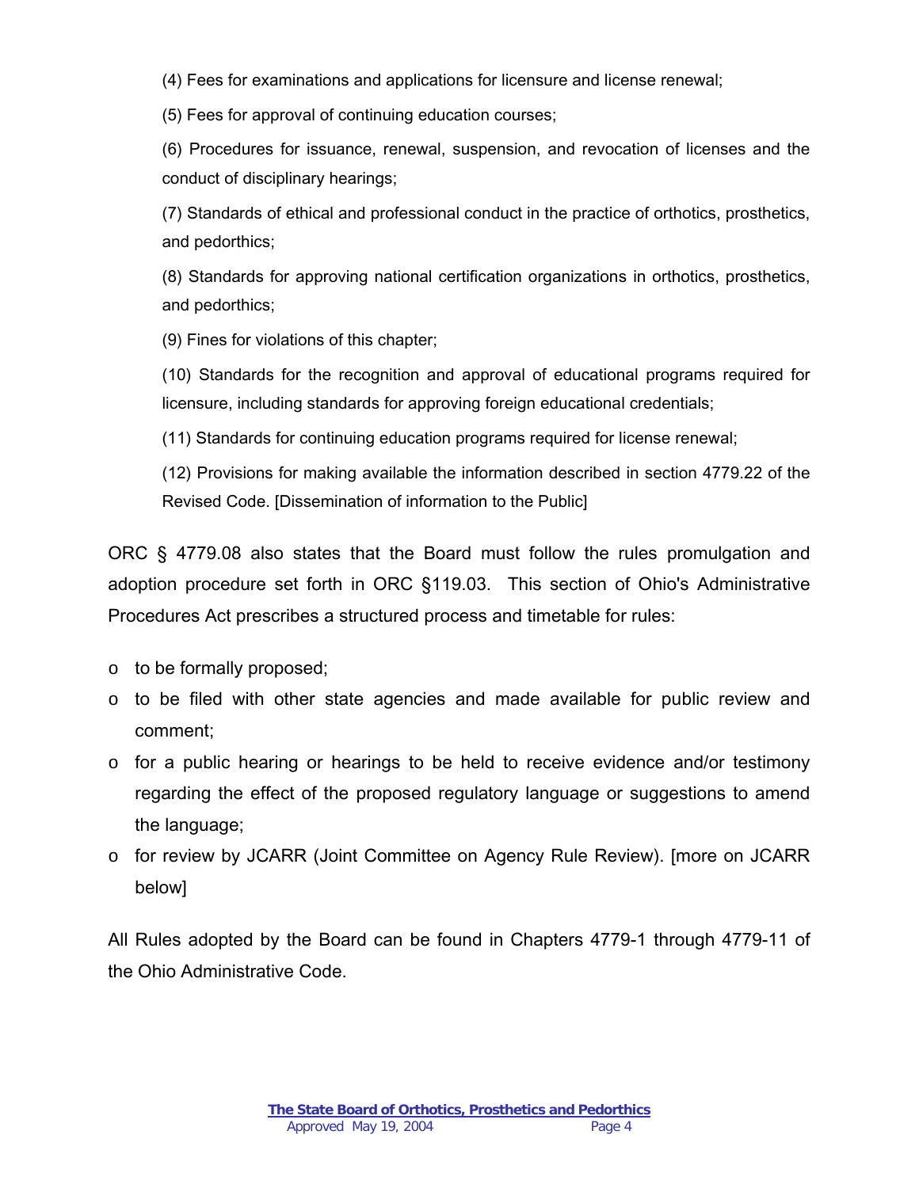(4) Fees for examinations and applications for licensure and license renewal;

(5) Fees for approval of continuing education courses;

(6) Procedures for issuance, renewal, suspension, and revocation of licenses and the conduct of disciplinary hearings;

(7) Standards of ethical and professional conduct in the practice of orthotics, prosthetics, and pedorthics;

(8) Standards for approving national certification organizations in orthotics, prosthetics, and pedorthics;

(9) Fines for violations of this chapter;

(10) Standards for the recognition and approval of educational programs required for licensure, including standards for approving foreign educational credentials;

(11) Standards for continuing education programs required for license renewal;

(12) Provisions for making available the information described in section 4779.22 of the Revised Code. [Dissemination of information to the Public]

ORC § 4779.08 also states that the Board must follow the rules promulgation and adoption procedure set forth in ORC §119.03. This section of Ohio's Administrative Procedures Act prescribes a structured process and timetable for rules:

- to be formally proposed;
- to be filed with other state agencies and made available for public review and comment;
- for a public hearing or hearings to be held to receive evidence and/or testimony regarding the effect of the proposed regulatory language or suggestions to amend the language;
- for review by JCARR (Joint Committee on Agency Rule Review). [more on JCARR below]

All Rules adopted by the Board can be found in Chapters 4779-1 through 4779-11 of the Ohio Administrative Code.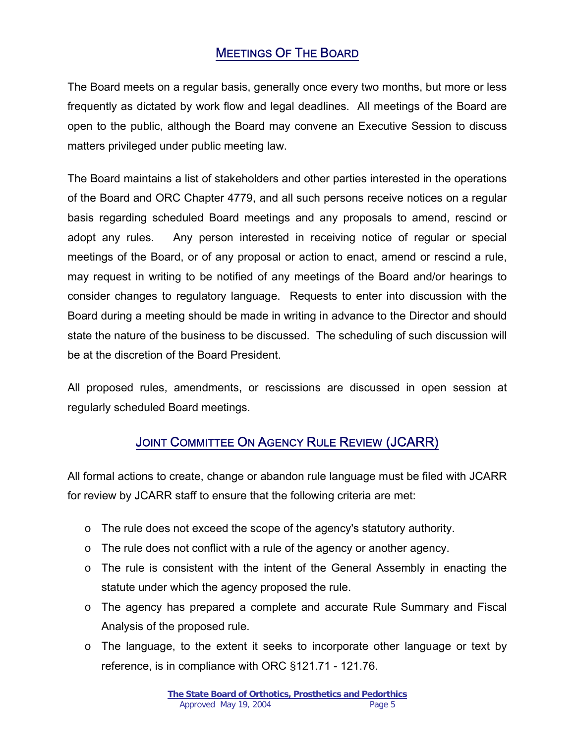## Meetings Of The Board

The Board meets on a regular basis, generally once every two months, but more or less frequently as dictated by work flow and legal deadlines. All meetings of the Board are open to the public, although the Board may convene an Executive Session to discuss matters privileged under public meeting law.

The Board maintains a list of stakeholders and other parties interested in the operations of the Board and ORC Chapter 4779, and all such persons receive notices on a regular basis regarding scheduled Board meetings and any proposals to amend, rescind or adopt any rules. Any person interested in receiving notice of regular or special meetings of the Board, or of any proposal or action to enact, amend or rescind a rule, may request in writing to be notified of any meetings of the Board and/or hearings to consider changes to regulatory language. Requests to enter into discussion with the Board during a meeting should be made in writing in advance to the Director and should state the nature of the business to be discussed. The scheduling of such discussion will be at the discretion of the Board President.

All proposed rules, amendments, or rescissions are discussed in open session at regularly scheduled Board meetings.

## Joint Committee On Agency Rule Review (JCARR)

All formal actions to create, change or abandon rule language must be filed with JCARR for review by JCARR staff to ensure that the following criteria are met:

- The rule does not exceed the scope of the agency's statutory authority.
- The rule does not conflict with a rule of the agency or another agency.
- The rule is consistent with the intent of the General Assembly in enacting the statute under which the agency proposed the rule.
- The agency has prepared a complete and accurate Rule Summary and Fiscal Analysis of the proposed rule.
- The language, to the extent it seeks to incorporate other language or text by reference, is in compliance with ORC §121.71 - 121.76.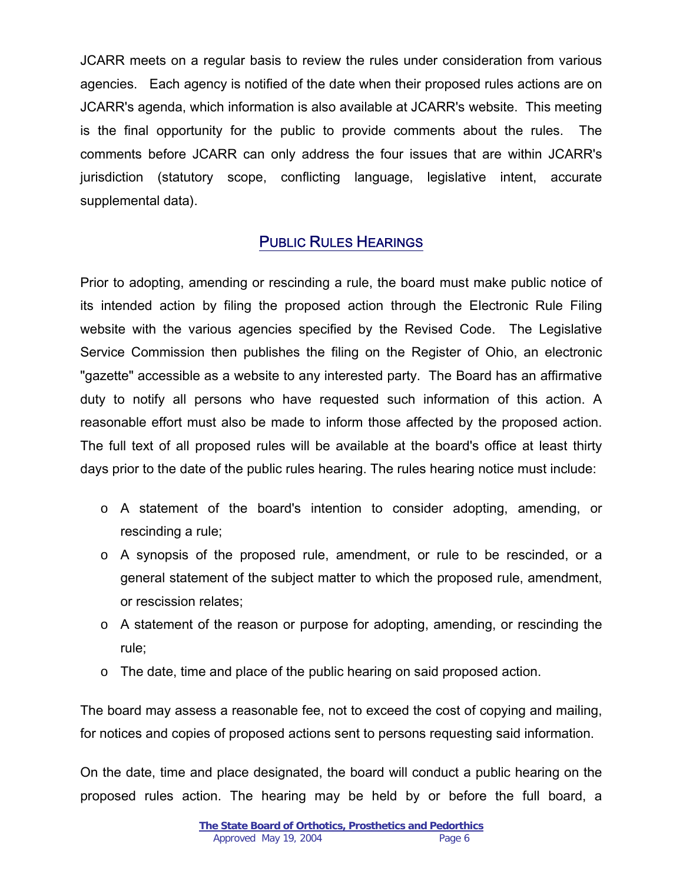JCARR meets on a regular basis to review the rules under consideration from various agencies. Each agency is notified of the date when their proposed rules actions are on JCARR's agenda, which information is also available at JCARR's website. This meeting is the final opportunity for the public to provide comments about the rules. The comments before JCARR can only address the four issues that are within JCARR's jurisdiction (statutory scope, conflicting language, legislative intent, accurate supplemental data).

## PUBLIC RULES HEARINGS

Prior to adopting, amending or rescinding a rule, the board must make public notice of its intended action by filing the proposed action through the Electronic Rule Filing website with the various agencies specified by the Revised Code. The Legislative Service Commission then publishes the filing on the Register of Ohio, an electronic "gazette" accessible as a website to any interested party. The Board has an affirmative duty to notify all persons who have requested such information of this action. A reasonable effort must also be made to inform those affected by the proposed action. The full text of all proposed rules will be available at the board's office at least thirty days prior to the date of the public rules hearing. The rules hearing notice must include:

- A statement of the board's intention to consider adopting, amending, or rescinding a rule;
- A synopsis of the proposed rule, amendment, or rule to be rescinded, or a general statement of the subject matter to which the proposed rule, amendment, or rescission relates;
- A statement of the reason or purpose for adopting, amending, or rescinding the rule;
- The date, time and place of the public hearing on said proposed action.

The board may assess a reasonable fee, not to exceed the cost of copying and mailing, for notices and copies of proposed actions sent to persons requesting said information.

On the date, time and place designated, the board will conduct a public hearing on the proposed rules action. The hearing may be held by or before the full board, a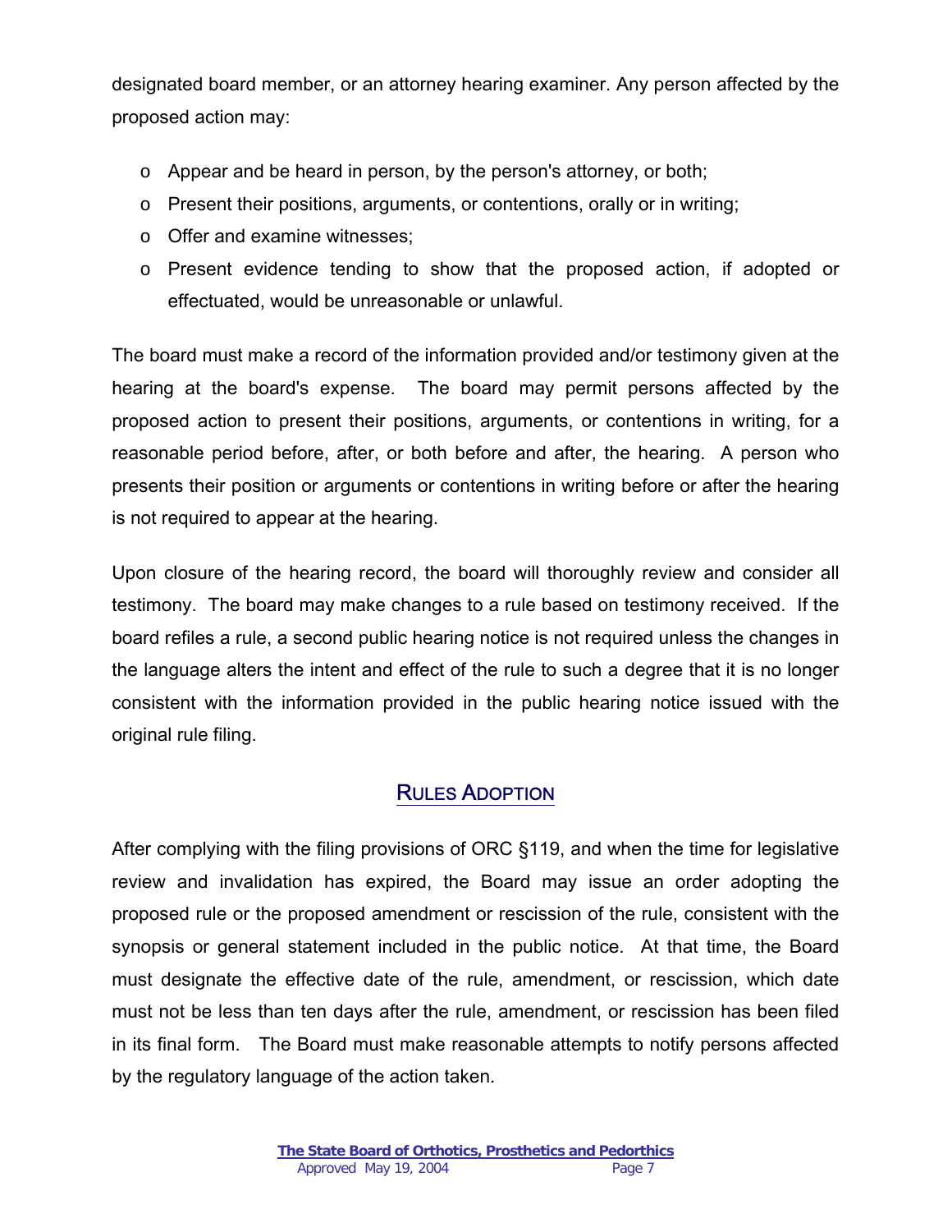designated board member, or an attorney hearing examiner. Any person affected by the proposed action may:

- Appear and be heard in person, by the person's attorney, or both;
- Present their positions, arguments, or contentions, orally or in writing;
- Offer and examine witnesses;
- Present evidence tending to show that the proposed action, if adopted or effectuated, would be unreasonable or unlawful.

The board must make a record of the information provided and/or testimony given at the hearing at the board's expense. The board may permit persons affected by the proposed action to present their positions, arguments, or contentions in writing, for a reasonable period before, after, or both before and after, the hearing. A person who presents their position or arguments or contentions in writing before or after the hearing is not required to appear at the hearing.

Upon closure of the hearing record, the board will thoroughly review and consider all testimony. The board may make changes to a rule based on testimony received. If the board refiles a rule, a second public hearing notice is not required unless the changes in the language alters the intent and effect of the rule to such a degree that it is no longer consistent with the information provided in the public hearing notice issued with the original rule filing.

## Rules Adoption

After complying with the filing provisions of ORC §119, and when the time for legislative review and invalidation has expired, the Board may issue an order adopting the proposed rule or the proposed amendment or rescission of the rule, consistent with the synopsis or general statement included in the public notice. At that time, the Board must designate the effective date of the rule, amendment, or rescission, which date must not be less than ten days after the rule, amendment, or rescission has been filed in its final form. The Board must make reasonable attempts to notify persons affected by the regulatory language of the action taken.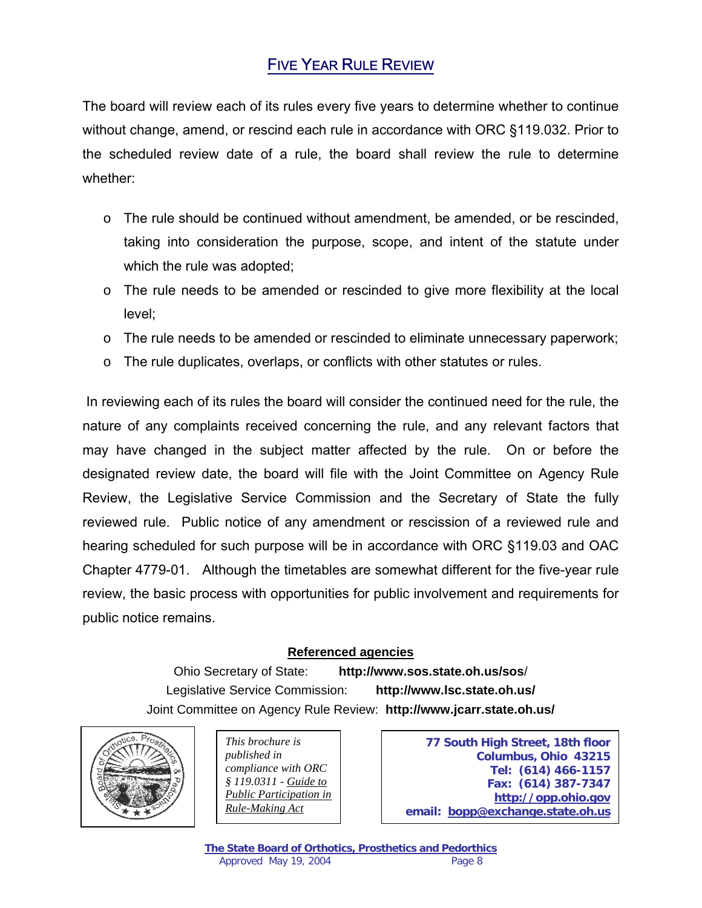## FIVE YEAR RULE REVIEW

The board will review each of its rules every five years to determine whether to continue without change, amend, or rescind each rule in accordance with ORC §119.032. Prior to the scheduled review date of a rule, the board shall review the rule to determine whether:

- The rule should be continued without amendment, be amended, or be rescinded, taking into consideration the purpose, scope, and intent of the statute under which the rule was adopted;
- The rule needs to be amended or rescinded to give more flexibility at the local level;
- The rule needs to be amended or rescinded to eliminate unnecessary paperwork;
- The rule duplicates, overlaps, or conflicts with other statutes or rules.

In reviewing each of its rules the board will consider the continued need for the rule, the nature of any complaints received concerning the rule, and any relevant factors that may have changed in the subject matter affected by the rule. On or before the designated review date, the board will file with the Joint Committee on Agency Rule Review, the Legislative Service Commission and the Secretary of State the fully reviewed rule. Public notice of any amendment or rescission of a reviewed rule and hearing scheduled for such purpose will be in accordance with ORC §119.03 and OAC Chapter 4779-01. Although the timetables are somewhat different for the five-year rule review, the basic process with opportunities for public involvement and requirements for public notice remains.

**Referenced agencies**

Ohio Secretary of State: **http://www.sos.state.oh.us/sos/**

Legislative Service Commission: **http://www.lsc.state.oh.us/**

Joint Committee on Agency Rule Review: **http://www.jcarr.state.oh.us/**

*This brochure is published in compliance with ORC § 119.0311 - Guide to Public Participation in Rule-Making Act*

**77 South High Street, 18th floor**
**Columbus, Ohio 43215**
**Tel: (614) 466-1157**
**Fax: (614) 387-7347**
**http://opp.ohio.gov**
**email: bopp@exchange.state.oh.us**

**The State Board of Orthotics, Prosthetics and Pedorthics**
Approved May 19, 2004